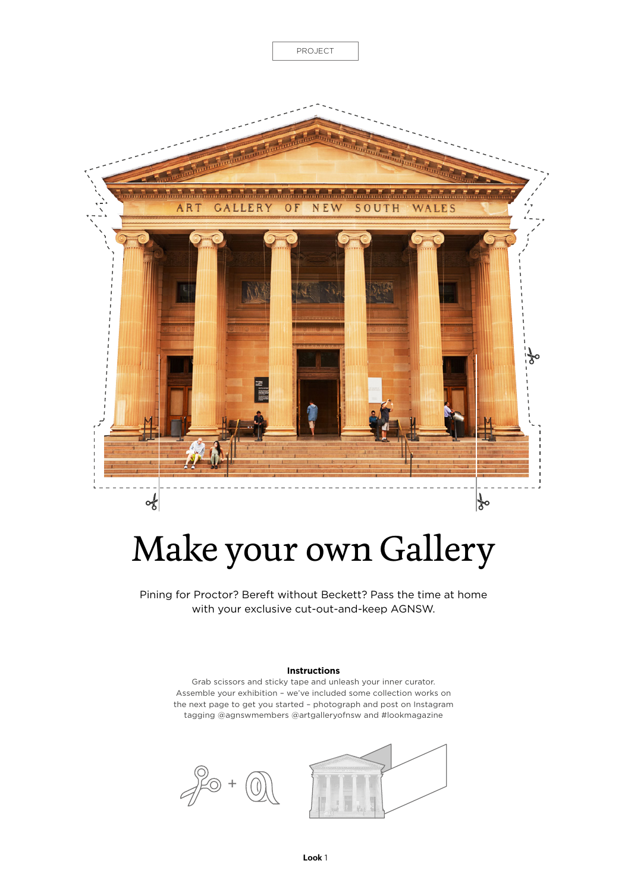PROJECT

# Make your own Gallery

Pining for Proctor? Bereft without Beckett? Pass the time at home with your exclusive cut-out-and-keep AGNSW.

**Instructions**

Grab scissors and sticky tape and unleash your inner curator. Assemble your exhibition – we've included some collection works on the next page to get you started – photograph and post on Instagram tagging @agnswmembers @artgalleryofnsw and #lookmagazine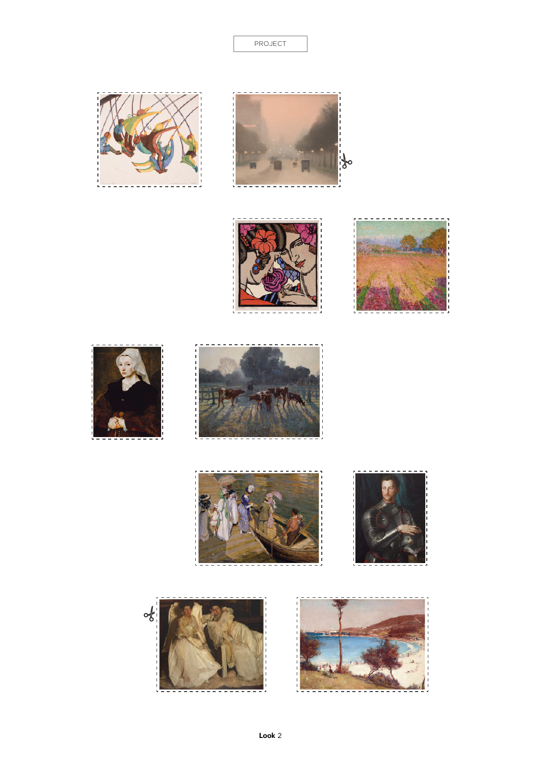PROJECT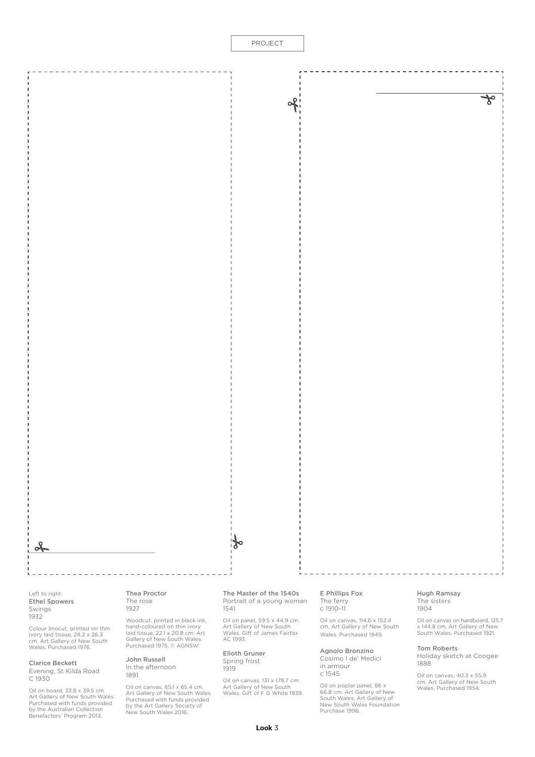PROJECT

Left to right:

**Ethel Spowers**
Swings
1932

Colour linocut, printed on thin ivory laid tissue, 24.2 x 26.3 cm. Art Gallery of New South Wales. Purchased 1976.

**Clarice Beckett**
Evening, St Kilda Road
C 1930

Oil on board, 33.8 x 39.5 cm. Art Gallery of New South Wales. Purchased with funds provided by the Australian Collection Benefactors' Program 2013.

**Thea Proctor**
The rose
1927

Woodcut, printed in black ink, hand-coloured on thin ivory laid tissue, 22.1 x 20.8 cm. Art Gallery of New South Wales. Purchased 1975. © AGNSW.

**John Russell**
In the afternoon
1891

Oil on canvas, 65.1 x 65.4 cm. Art Gallery of New South Wales. Purchased with funds provided by the Art Gallery Society of New South Wales 2016.

**The Master of the 1540s**
Portrait of a young woman
1541

Oil on panel, 59.5 x 44.9 cm. Art Gallery of New South Wales. Gift of James Fairfax AC 1993.

**Elioth Gruner**
Spring frost
1919

Oil on canvas, 131 x 178.7 cm. Art Gallery of New South Wales. Gift of F G White 1939.

**E Phillips Fox**
The ferry
c 1910-11

Oil on canvas, 114.6 x 152.4 cm. Art Gallery of New South Wales. Purchased 1949.

**Agnolo Bronzino**
Cosimo I de' Medici in armour
c 1545

Oil on poplar panel, 86 x 66.8 cm. Art Gallery of New South Wales. Art Gallery of New South Wales Foundation Purchase 1996.

**Hugh Ramsay**
The sisters
1904

Oil on canvas on hardboard, 125.7 x 144.8 cm. Art Gallery of New South Wales. Purchased 1921.

**Tom Roberts**
Holiday sketch at Coogee
1888

Oil on canvas, 40.3 x 55.9 cm. Art Gallery of New South Wales. Purchased 1954.